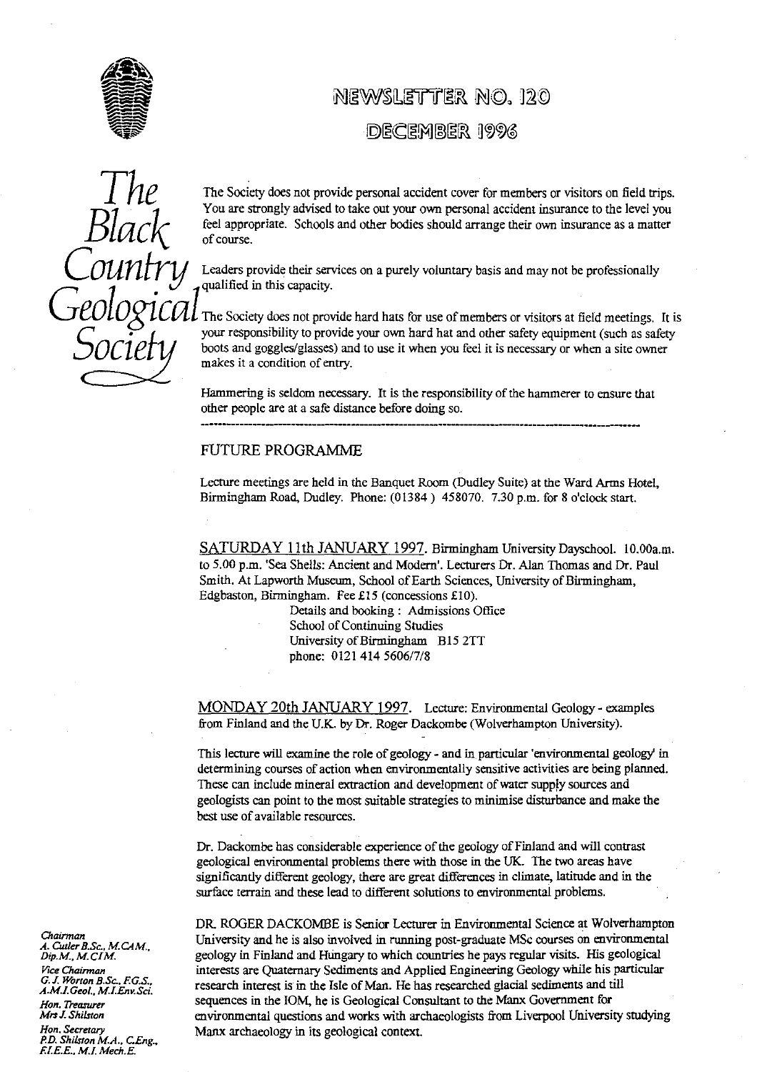# NEWSLETTER NO. 120

## DECEMBER 1996

# The Black Country Geological Society

The Society does not provide personal accident cover for members or visitors on field trips. You are strongly advised to take out your own personal accident insurance to the level you feel appropriate. Schools and other bodies should arrange their own insurance as a matter of course.

Leaders provide their services on a purely voluntary basis and may not be professionally qualified in this capacity.

The Society does not provide hard hats for use of members or visitors at field meetings. It is your responsibility to provide your own hard hat and other safety equipment (such as safety boots and goggles/glasses) and to use it when you feel it is necessary or when a site owner makes it a condition of entry.

Hammering is seldom necessary. It is the responsibility of the hammerer to ensure that other people are at a safe distance before doing so.

---

## FUTURE PROGRAMME

Lecture meetings are held in the Banquet Room (Dudley Suite) at the Ward Arms Hotel, Birmingham Road, Dudley. Phone: (01384) 458070. 7.30 p.m. for 8 o'clock start.

SATURDAY 11th JANUARY 1997. Birmingham University Dayschool. 10.00a.m. to 5.00 p.m. 'Sea Shells: Ancient and Modern'. Lecturers Dr. Alan Thomas and Dr. Paul Smith. At Lapworth Museum, School of Earth Sciences, University of Birmingham, Edgbaston, Birmingham. Fee £15 (concessions £10).

Details and booking : Admissions Office
School of Continuing Studies
University of Birmingham B15 2TT
phone: 0121 414 5606/7/8

MONDAY 20th JANUARY 1997. Lecture: Environmental Geology - examples from Finland and the U.K. by Dr. Roger Dackombe (Wolverhampton University).

This lecture will examine the role of geology - and in particular 'environmental geology' in determining courses of action when environmentally sensitive activities are being planned. These can include mineral extraction and development of water supply sources and geologists can point to the most suitable strategies to minimise disturbance and make the best use of available resources.

Dr. Dackombe has considerable experience of the geology of Finland and will contrast geological environmental problems there with those in the UK. The two areas have significantly different geology, there are great differences in climate, latitude and in the surface terrain and these lead to different solutions to environmental problems.

DR. ROGER DACKOMBE is Senior Lecturer in Environmental Science at Wolverhampton University and he is also involved in running post-graduate MSc courses on environmental geology in Finland and Hungary to which countries he pays regular visits. His geological interests are Quaternary Sediments and Applied Engineering Geology while his particular research interest is in the Isle of Man. He has researched glacial sediments and till sequences in the IOM, he is Geological Consultant to the Manx Government for environmental questions and works with archaeologists from Liverpool University studying Manx archaeology in its geological context.

*Chairman*
*A. Cutler B.Sc., M.CAM., Dip.M., M.CIM.*
*Vice Chairman*
*G. J. Worton B.Sc., F.G.S., A.M.I.Geol., M.I.Env.Sci.*
*Hon. Treasurer*
*Mrs J. Shilston*
*Hon. Secretary*
*P.D. Shilston M.A., C.Eng., F.I.E.E., M.I. Mech.E.*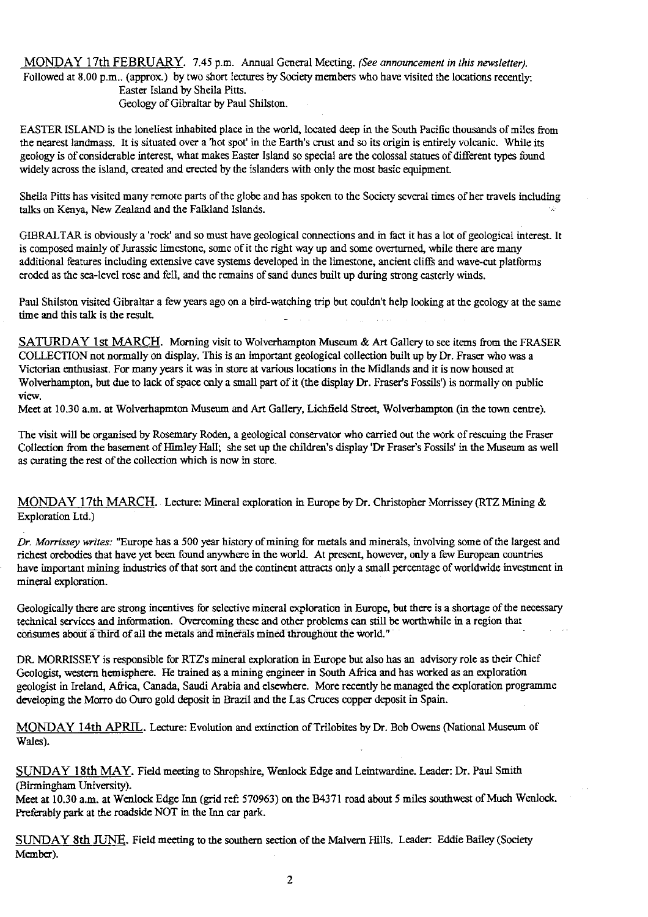MONDAY 17th FEBRUARY. 7.45 p.m. Annual General Meeting. *(See announcement in this newsletter).* Followed at 8.00 p.m.. (approx.) by two short lectures by Society members who have visited the locations recently:

Easter Island by Sheila Pitts.
Geology of Gibraltar by Paul Shilston.

EASTER ISLAND is the loneliest inhabited place in the world, located deep in the South Pacific thousands of miles from the nearest landmass. It is situated over a 'hot spot' in the Earth's crust and so its origin is entirely volcanic. While its geology is of considerable interest, what makes Easter Island so special are the colossal statues of different types found widely across the island, created and erected by the islanders with only the most basic equipment.

Sheila Pitts has visited many remote parts of the globe and has spoken to the Society several times of her travels including talks on Kenya, New Zealand and the Falkland Islands.

GIBRALTAR is obviously a 'rock' and so must have geological connections and in fact it has a lot of geological interest. It is composed mainly of Jurassic limestone, some of it the right way up and some overturned, while there are many additional features including extensive cave systems developed in the limestone, ancient cliffs and wave-cut platforms eroded as the sea-level rose and fell, and the remains of sand dunes built up during strong easterly winds.

Paul Shilston visited Gibraltar a few years ago on a bird-watching trip but couldn't help looking at the geology at the same time and this talk is the result.

SATURDAY 1st MARCH. Morning visit to Wolverhampton Museum & Art Gallery to see items from the FRASER COLLECTION not normally on display. This is an important geological collection built up by Dr. Fraser who was a Victorian enthusiast. For many years it was in store at various locations in the Midlands and it is now housed at Wolverhampton, but due to lack of space only a small part of it (the display Dr. Fraser's Fossils') is normally on public view.
Meet at 10.30 a.m. at Wolverhapmton Museum and Art Gallery, Lichfield Street, Wolverhampton (in the town centre).

The visit will be organised by Rosemary Roden, a geological conservator who carried out the work of rescuing the Fraser Collection from the basement of Himley Hall; she set up the children's display 'Dr Fraser's Fossils' in the Museum as well as curating the rest of the collection which is now in store.

MONDAY 17th MARCH. Lecture: Mineral exploration in Europe by Dr. Christopher Morrissey (RTZ Mining & Exploration Ltd.)

*Dr. Morrissey writes:* "Europe has a 500 year history of mining for metals and minerals, involving some of the largest and richest orebodies that have yet been found anywhere in the world. At present, however, only a few European countries have important mining industries of that sort and the continent attracts only a small percentage of worldwide investment in mineral exploration.

Geologically there are strong incentives for selective mineral exploration in Europe, but there is a shortage of the necessary technical services and information. Overcoming these and other problems can still be worthwhile in a region that consumes about a third of all the metals and minerals mined throughout the world."

DR. MORRISSEY is responsible for RTZ's mineral exploration in Europe but also has an advisory role as their Chief Geologist, western hemisphere. He trained as a mining engineer in South Africa and has worked as an exploration geologist in Ireland, Africa, Canada, Saudi Arabia and elsewhere. More recently he managed the exploration programme developing the Morro do Ouro gold deposit in Brazil and the Las Cruces copper deposit in Spain.

MONDAY 14th APRIL. Lecture: Evolution and extinction of Trilobites by Dr. Bob Owens (National Museum of Wales).

SUNDAY 18th MAY. Field meeting to Shropshire, Wenlock Edge and Leintwardine. Leader: Dr. Paul Smith (Birmingham University).
Meet at 10.30 a.m. at Wenlock Edge Inn (grid ref: 570963) on the B4371 road about 5 miles southwest of Much Wenlock. Preferably park at the roadside NOT in the Inn car park.

SUNDAY 8th JUNE. Field meeting to the southern section of the Malvern Hills. Leader: Eddie Bailey (Society Member).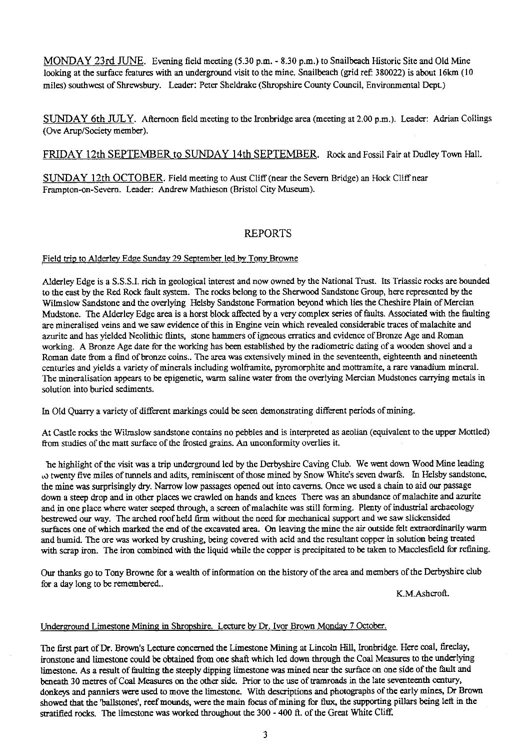MONDAY 23rd JUNE. Evening field meeting (5.30 p.m. - 8.30 p.m.) to Snailbeach Historic Site and Old Mine looking at the surface features with an underground visit to the mine. Snailbeach (grid ref: 380022) is about 16km (10 miles) southwest of Shrewsbury. Leader: Peter Sheldrake (Shropshire County Council, Environmental Dept.)

SUNDAY 6th JULY. Afternoon field meeting to the Ironbridge area (meeting at 2.00 p.m.). Leader: Adrian Collings (Ove Arup/Society member).

FRIDAY 12th SEPTEMBER to SUNDAY 14th SEPTEMBER. Rock and Fossil Fair at Dudley Town Hall.

SUNDAY 12th OCTOBER. Field meeting to Aust Cliff (near the Severn Bridge) an Hock Cliff near Frampton-on-Severn. Leader: Andrew Mathieson (Bristol City Museum).

## REPORTS

Field trip to Alderley Edge Sunday 29 September led by Tony Browne

Alderley Edge is a S.S.S.I. rich in geological interest and now owned by the National Trust. Its Triassic rocks are bounded to the east by the Red Rock fault system. The rocks belong to the Sherwood Sandstone Group, here represented by the Wilmslow Sandstone and the overlying Helsby Sandstone Formation beyond which lies the Cheshire Plain of Mercian Mudstone. The Alderley Edge area is a horst block affected by a very complex series of faults. Associated with the faulting are mineralised veins and we saw evidence of this in Engine vein which revealed considerable traces of malachite and azurite and has yielded Neolithic flints, stone hammers of igneous erratics and evidence of Bronze Age and Roman working. A Bronze Age date for the working has been established by the radiometric dating of a wooden shovel and a Roman date from a find of bronze coins.. The area was extensively mined in the seventeenth, eighteenth and nineteenth centuries and yields a variety of minerals including wolframite, pyromorphite and mottramite, a rare vanadium mineral. The mineralisation appears to be epigenetic, warm saline water from the overlying Mercian Mudstones carrying metals in solution into buried sediments.

In Old Quarry a variety of different markings could be seen demonstrating different periods of mining.

At Castle rocks the Wilmslow sandstone contains no pebbles and is interpreted as aeolian (equivalent to the upper Mottled) from studies of the matt surface of the frosted grains. An unconformity overlies it.

The highlight of the visit was a trip underground led by the Derbyshire Caving Club. We went down Wood Mine leading to twenty five miles of tunnels and adits, reminiscent of those mined by Snow White's seven dwarfs. In Helsby sandstone, the mine was surprisingly dry. Narrow low passages opened out into caverns. Once we used a chain to aid our passage down a steep drop and in other places we crawled on hands and knees There was an abundance of malachite and azurite and in one place where water seeped through, a screen of malachite was still forming. Plenty of industrial archaeology bestrewed our way. The arched roof held firm without the need for mechanical support and we saw slickensided surfaces one of which marked the end of the excavated area. On leaving the mine the air outside felt extraordinarily warm and humid. The ore was worked by crushing, being covered with acid and the resultant copper in solution being treated with scrap iron. The iron combined with the liquid while the copper is precipitated to be taken to Macclesfield for refining.

Our thanks go to Tony Browne for a wealth of information on the history of the area and members of the Derbyshire club for a day long to be remembered..

K.M.Ashcroft.

Underground Limestone Mining in Shropshire. Lecture by Dr. Ivor Brown Monday 7 October.

The first part of Dr. Brown's Lecture concerned the Limestone Mining at Lincoln Hill, Ironbridge. Here coal, fireclay, ironstone and limestone could be obtained from one shaft which led down through the Coal Measures to the underlying limestone. As a result of faulting the steeply dipping limestone was mined near the surface on one side of the fault and beneath 30 metres of Coal Measures on the other side. Prior to the use of tramroads in the late seventeenth century, donkeys and panniers were used to move the limestone. With descriptions and photographs of the early mines, Dr Brown showed that the 'ballstones', reef mounds, were the main focus of mining for flux, the supporting pillars being left in the stratified rocks. The limestone was worked throughout the 300 - 400 ft. of the Great White Cliff.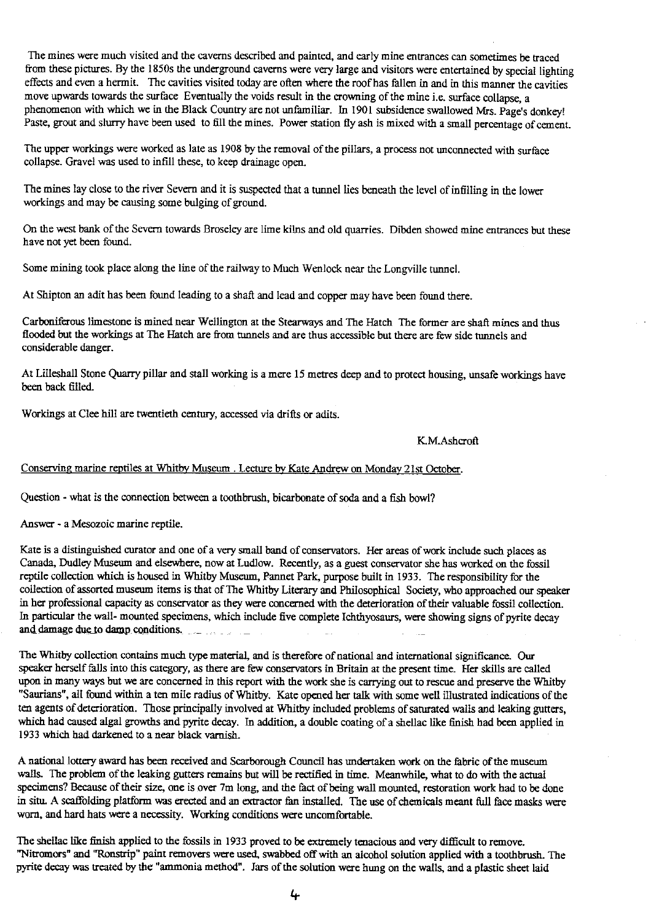The mines were much visited and the caverns described and painted, and early mine entrances can sometimes be traced from these pictures. By the 1850s the underground caverns were very large and visitors were entertained by special lighting effects and even a hermit. The cavities visited today are often where the roof has fallen in and in this manner the cavities move upwards towards the surface Eventually the voids result in the crowning of the mine i.e. surface collapse, a phenomenon with which we in the Black Country are not unfamiliar. In 1901 subsidence swallowed Mrs. Page's donkey! Paste, grout and slurry have been used to fill the mines. Power station fly ash is mixed with a small percentage of cement.

The upper workings were worked as late as 1908 by the removal of the pillars, a process not unconnected with surface collapse. Gravel was used to infill these, to keep drainage open.

The mines lay close to the river Severn and it is suspected that a tunnel lies beneath the level of infilling in the lower workings and may be causing some bulging of ground.

On the west bank of the Severn towards Broseley are lime kilns and old quarries. Dibden showed mine entrances but these have not yet been found.

Some mining took place along the line of the railway to Much Wenlock near the Longville tunnel.

At Shipton an adit has been found leading to a shaft and lead and copper may have been found there.

Carboniferous limestone is mined near Wellington at the Stearways and The Hatch The former are shaft mines and thus flooded but the workings at The Hatch are from tunnels and are thus accessible but there are few side tunnels and considerable danger.

At Lilleshall Stone Quarry pillar and stall working is a mere 15 metres deep and to protect housing, unsafe workings have been back filled.

Workings at Clee hill are twentieth century, accessed via drifts or adits.

K.M.Ashcroft

Conserving marine reptiles at Whitby Museum . Lecture by Kate Andrew on Monday 21st October.

Question - what is the connection between a toothbrush, bicarbonate of soda and a fish bowl?

Answer - a Mesozoic marine reptile.

Kate is a distinguished curator and one of a very small band of conservators. Her areas of work include such places as Canada, Dudley Museum and elsewhere, now at Ludlow. Recently, as a guest conservator she has worked on the fossil reptile collection which is housed in Whitby Museum, Pannet Park, purpose built in 1933. The responsibility for the collection of assorted museum items is that of The Whitby Literary and Philosophical Society, who approached our speaker in her professional capacity as conservator as they were concerned with the deterioration of their valuable fossil collection. In particular the wall- mounted specimens, which include five complete Ichthyosaurs, were showing signs of pyrite decay and damage due to damp conditions.

The Whitby collection contains much type material, and is therefore of national and international significance. Our speaker herself falls into this category, as there are few conservators in Britain at the present time. Her skills are called upon in many ways but we are concerned in this report with the work she is carrying out to rescue and preserve the Whitby "Saurians", all found within a ten mile radius of Whitby. Kate opened her talk with some well illustrated indications of the ten agents of deterioration. Those principally involved at Whitby included problems of saturated walls and leaking gutters, which had caused algal growths and pyrite decay. In addition, a double coating of a shellac like finish had been applied in 1933 which had darkened to a near black varnish.

A national lottery award has been received and Scarborough Council has undertaken work on the fabric of the museum walls. The problem of the leaking gutters remains but will be rectified in time. Meanwhile, what to do with the actual specimens? Because of their size, one is over 7m long, and the fact of being wall mounted, restoration work had to be done in situ. A scaffolding platform was erected and an extractor fan installed. The use of chemicals meant full face masks were worn, and hard hats were a necessity. Working conditions were uncomfortable.

The shellac like finish applied to the fossils in 1933 proved to be extremely tenacious and very difficult to remove. "Nitromors" and "Ronstrip" paint removers were used, swabbed off with an alcohol solution applied with a toothbrush. The pyrite decay was treated by the "ammonia method". Jars of the solution were hung on the walls, and a plastic sheet laid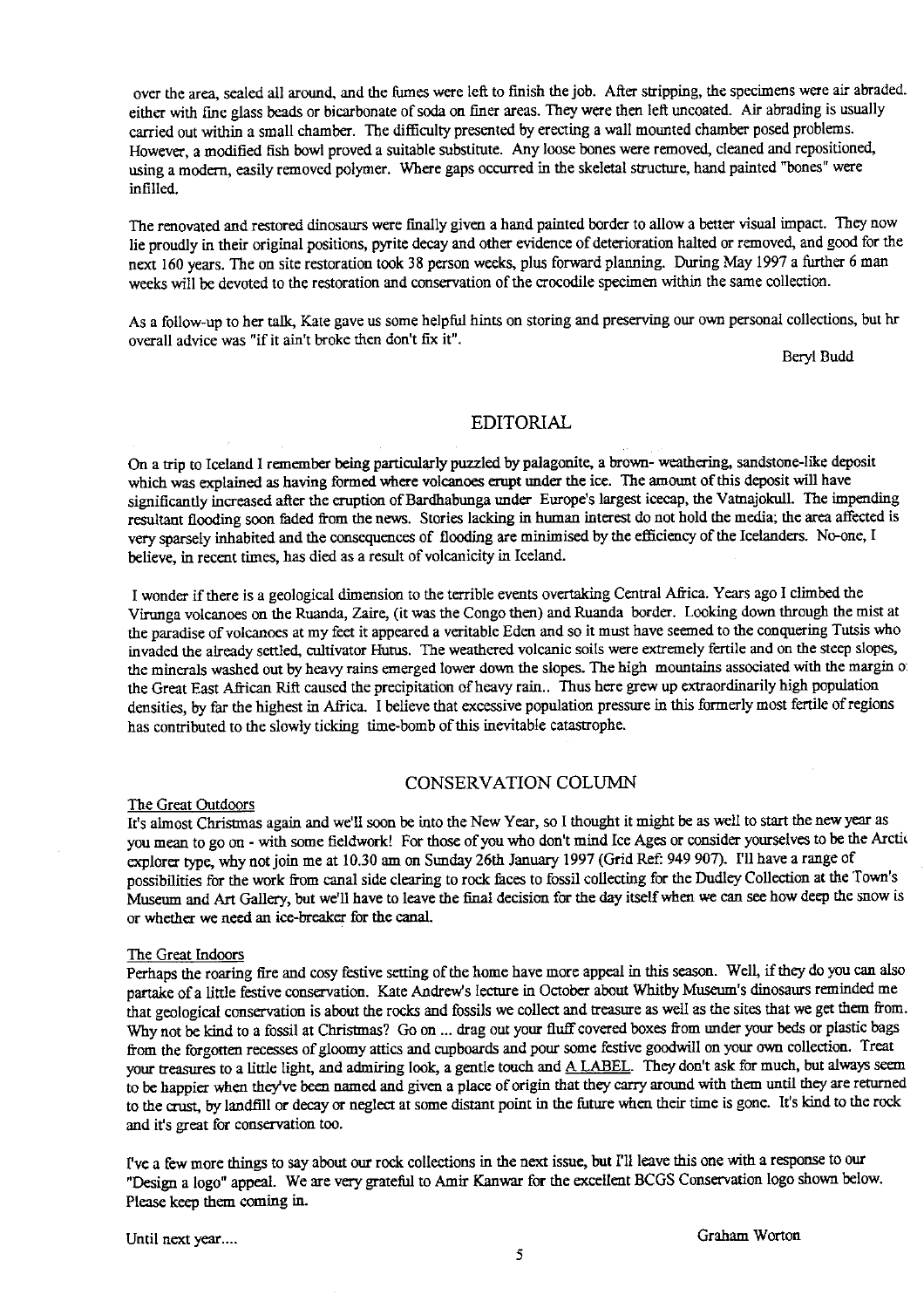over the area, sealed all around, and the fumes were left to finish the job. After stripping, the specimens were air abraded. either with fine glass beads or bicarbonate of soda on finer areas. They were then left uncoated. Air abrading is usually carried out within a small chamber. The difficulty presented by erecting a wall mounted chamber posed problems. However, a modified fish bowl proved a suitable substitute. Any loose bones were removed, cleaned and repositioned, using a modern, easily removed polymer. Where gaps occurred in the skeletal structure, hand painted "bones" were infilled.

The renovated and restored dinosaurs were finally given a hand painted border to allow a better visual impact. They now lie proudly in their original positions, pyrite decay and other evidence of deterioration halted or removed, and good for the next 160 years. The on site restoration took 38 person weeks, plus forward planning. During May 1997 a further 6 man weeks will be devoted to the restoration and conservation of the crocodile specimen within the same collection.

As a follow-up to her talk, Kate gave us some helpful hints on storing and preserving our own personal collections, but hr overall advice was "if it ain't broke then don't fix it".

Beryl Budd

## EDITORIAL

On a trip to Iceland I remember being particularly puzzled by palagonite, a brown- weathering, sandstone-like deposit which was explained as having formed where volcanoes erupt under the ice. The amount of this deposit will have significantly increased after the eruption of Bardhabunga under Europe's largest icecap, the Vatnajokull. The impending resultant flooding soon faded from the news. Stories lacking in human interest do not hold the media; the area affected is very sparsely inhabited and the consequences of flooding are minimised by the efficiency of the Icelanders. No-one, I believe, in recent times, has died as a result of volcanicity in Iceland.

I wonder if there is a geological dimension to the terrible events overtaking Central Africa. Years ago I climbed the Virunga volcanoes on the Ruanda, Zaire, (it was the Congo then) and Ruanda border. Looking down through the mist at the paradise of volcanoes at my feet it appeared a veritable Eden and so it must have seemed to the conquering Tutsis who invaded the already settled, cultivator Hutus. The weathered volcanic soils were extremely fertile and on the steep slopes, the minerals washed out by heavy rains emerged lower down the slopes. The high mountains associated with the margin o the Great East African Rift caused the precipitation of heavy rain.. Thus here grew up extraordinarily high population densities, by far the highest in Africa. I believe that excessive population pressure in this formerly most fertile of regions has contributed to the slowly ticking time-bomb of this inevitable catastrophe.

## CONSERVATION COLUMN

### The Great Outdoors

It's almost Christmas again and we'll soon be into the New Year, so I thought it might be as well to start the new year as you mean to go on - with some fieldwork! For those of you who don't mind Ice Ages or consider yourselves to be the Arctic explorer type, why not join me at 10.30 am on Sunday 26th January 1997 (Grid Ref: 949 907). I'll have a range of possibilities for the work from canal side clearing to rock faces to fossil collecting for the Dudley Collection at the Town's Museum and Art Gallery, but we'll have to leave the final decision for the day itself when we can see how deep the snow is or whether we need an ice-breaker for the canal.

### The Great Indoors

Perhaps the roaring fire and cosy festive setting of the home have more appeal in this season. Well, if they do you can also partake of a little festive conservation. Kate Andrew's lecture in October about Whitby Museum's dinosaurs reminded me that geological conservation is about the rocks and fossils we collect and treasure as well as the sites that we get them from. Why not be kind to a fossil at Christmas? Go on ... drag out your fluff covered boxes from under your beds or plastic bags from the forgotten recesses of gloomy attics and cupboards and pour some festive goodwill on your own collection. Treat your treasures to a little light, and admiring look, a gentle touch and A LABEL. They don't ask for much, but always seem to be happier when they've been named and given a place of origin that they carry around with them until they are returned to the crust, by landfill or decay or neglect at some distant point in the future when their time is gone. It's kind to the rock and it's great for conservation too.

I've a few more things to say about our rock collections in the next issue, but I'll leave this one with a response to our "Design a logo" appeal. We are very grateful to Amir Kanwar for the excellent BCGS Conservation logo shown below. Please keep them coming in.

Until next year....

Graham Worton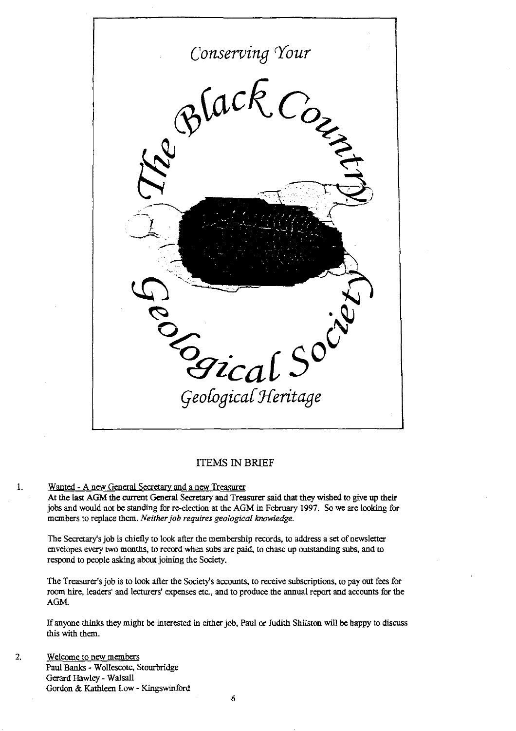Conserving Your

The Black Country Geological Society

Geological Heritage

## ITEMS IN BRIEF

1. Wanted - A new General Secretary and a new Treasurer

   At the last AGM the current General Secretary and Treasurer said that they wished to give up their jobs and would not be standing for re-election at the AGM in February 1997. So we are looking for members to replace them. *Neither job requires geological knowledge.*

   The Secretary's job is chiefly to look after the membership records, to address a set of newsletter envelopes every two months, to record when subs are paid, to chase up outstanding subs, and to respond to people asking about joining the Society.

   The Treasurer's job is to look after the Society's accounts, to receive subscriptions, to pay out fees for room hire, leaders' and lecturers' expenses etc., and to produce the annual report and accounts for the AGM.

   If anyone thinks they might be interested in either job, Paul or Judith Shilston will be happy to discuss this with them.

2. Welcome to new members

   Paul Banks - Wollescote, Stourbridge
   Gerard Hawley - Walsall
   Gordon & Kathleen Low - Kingswinford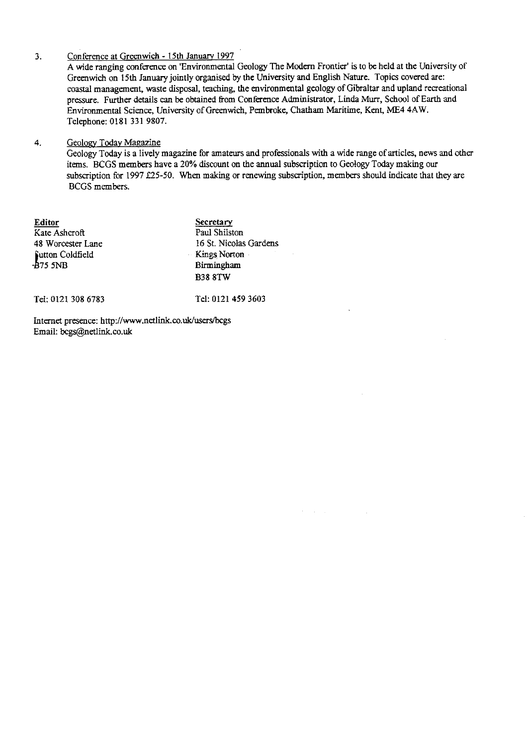3. Conference at Greenwich - 15th January 1997

A wide ranging conference on 'Environmental Geology The Modern Frontier' is to be held at the University of Greenwich on 15th January jointly organised by the University and English Nature. Topics covered are: coastal management, waste disposal, teaching, the environmental geology of Gibraltar and upland recreational pressure. Further details can be obtained from Conference Administrator, Linda Murr, School of Earth and Environmental Science, University of Greenwich, Pembroke, Chatham Maritime, Kent, ME4 4AW. Telephone: 0181 331 9807.

4. Geology Today Magazine

Geology Today is a lively magazine for amateurs and professionals with a wide range of articles, news and other items. BCGS members have a 20% discount on the annual subscription to Geology Today making our subscription for 1997 £25-50. When making or renewing subscription, members should indicate that they are BCGS members.

**Editor**
Kate Ashcroft
48 Worcester Lane
Sutton Coldfield
B75 5NB

Tel: 0121 308 6783

**Secretary**
Paul Shilston
16 St. Nicolas Gardens
Kings Norton
Birmingham
B38 8TW

Tel: 0121 459 3603

Internet presence: http://www.netlink.co.uk/users/bcgs
Email: bcgs@netlink.co.uk